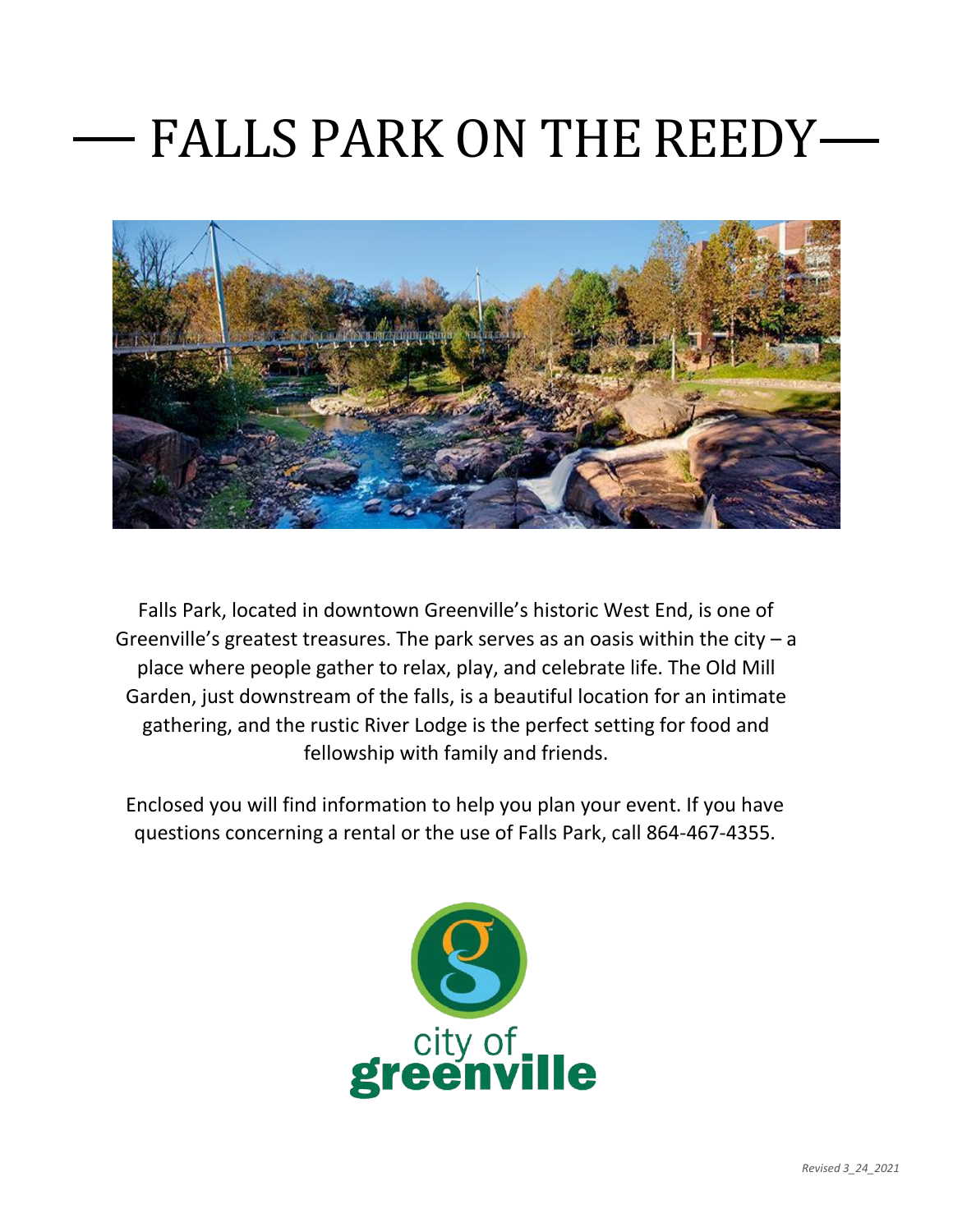# FALLS PARK ON THE REEDY

Falls Park, located in downtown Greenville's historic West End, is one of Greenville's greatest treasures. The park serves as an oasis within the city – a place where people gather to relax, play, and celebrate life. The Old Mill Garden, just downstream of the falls, is a beautiful location for an intimate gathering, and the rustic River Lodge is the perfect setting for food and fellowship with family and friends.

Enclosed you will find information to help you plan your event. If you have questions concerning a rental or the use of Falls Park, call 864-467-4355.

city of greenville

*Revised 3_24_2021*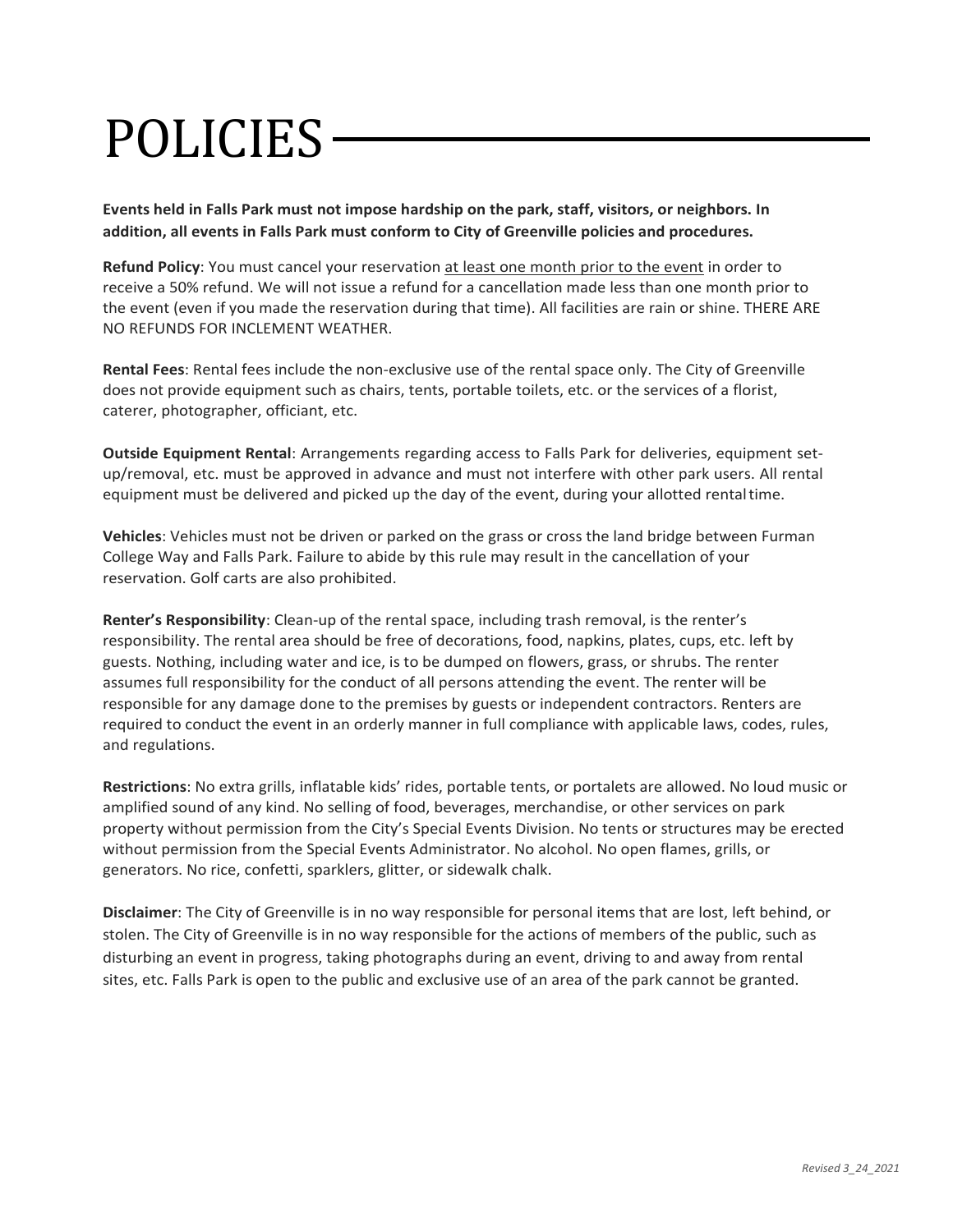# POLICIES

**Events held in Falls Park must not impose hardship on the park, staff, visitors, or neighbors. In addition, all events in Falls Park must conform to City of Greenville policies and procedures.**

**Refund Policy**: You must cancel your reservation at least one month prior to the event in order to receive a 50% refund. We will not issue a refund for a cancellation made less than one month prior to the event (even if you made the reservation during that time). All facilities are rain or shine. THERE ARE NO REFUNDS FOR INCLEMENT WEATHER.

**Rental Fees**: Rental fees include the non-exclusive use of the rental space only. The City of Greenville does not provide equipment such as chairs, tents, portable toilets, etc. or the services of a florist, caterer, photographer, officiant, etc.

**Outside Equipment Rental**: Arrangements regarding access to Falls Park for deliveries, equipment set-up/removal, etc. must be approved in advance and must not interfere with other park users. All rental equipment must be delivered and picked up the day of the event, during your allotted rental time.

**Vehicles**: Vehicles must not be driven or parked on the grass or cross the land bridge between Furman College Way and Falls Park. Failure to abide by this rule may result in the cancellation of your reservation. Golf carts are also prohibited.

**Renter's Responsibility**: Clean-up of the rental space, including trash removal, is the renter's responsibility. The rental area should be free of decorations, food, napkins, plates, cups, etc. left by guests. Nothing, including water and ice, is to be dumped on flowers, grass, or shrubs. The renter assumes full responsibility for the conduct of all persons attending the event. The renter will be responsible for any damage done to the premises by guests or independent contractors. Renters are required to conduct the event in an orderly manner in full compliance with applicable laws, codes, rules, and regulations.

**Restrictions**: No extra grills, inflatable kids' rides, portable tents, or portalets are allowed. No loud music or amplified sound of any kind. No selling of food, beverages, merchandise, or other services on park property without permission from the City's Special Events Division. No tents or structures may be erected without permission from the Special Events Administrator. No alcohol. No open flames, grills, or generators. No rice, confetti, sparklers, glitter, or sidewalk chalk.

**Disclaimer**: The City of Greenville is in no way responsible for personal items that are lost, left behind, or stolen. The City of Greenville is in no way responsible for the actions of members of the public, such as disturbing an event in progress, taking photographs during an event, driving to and away from rental sites, etc. Falls Park is open to the public and exclusive use of an area of the park cannot be granted.

*Revised 3_24_2021*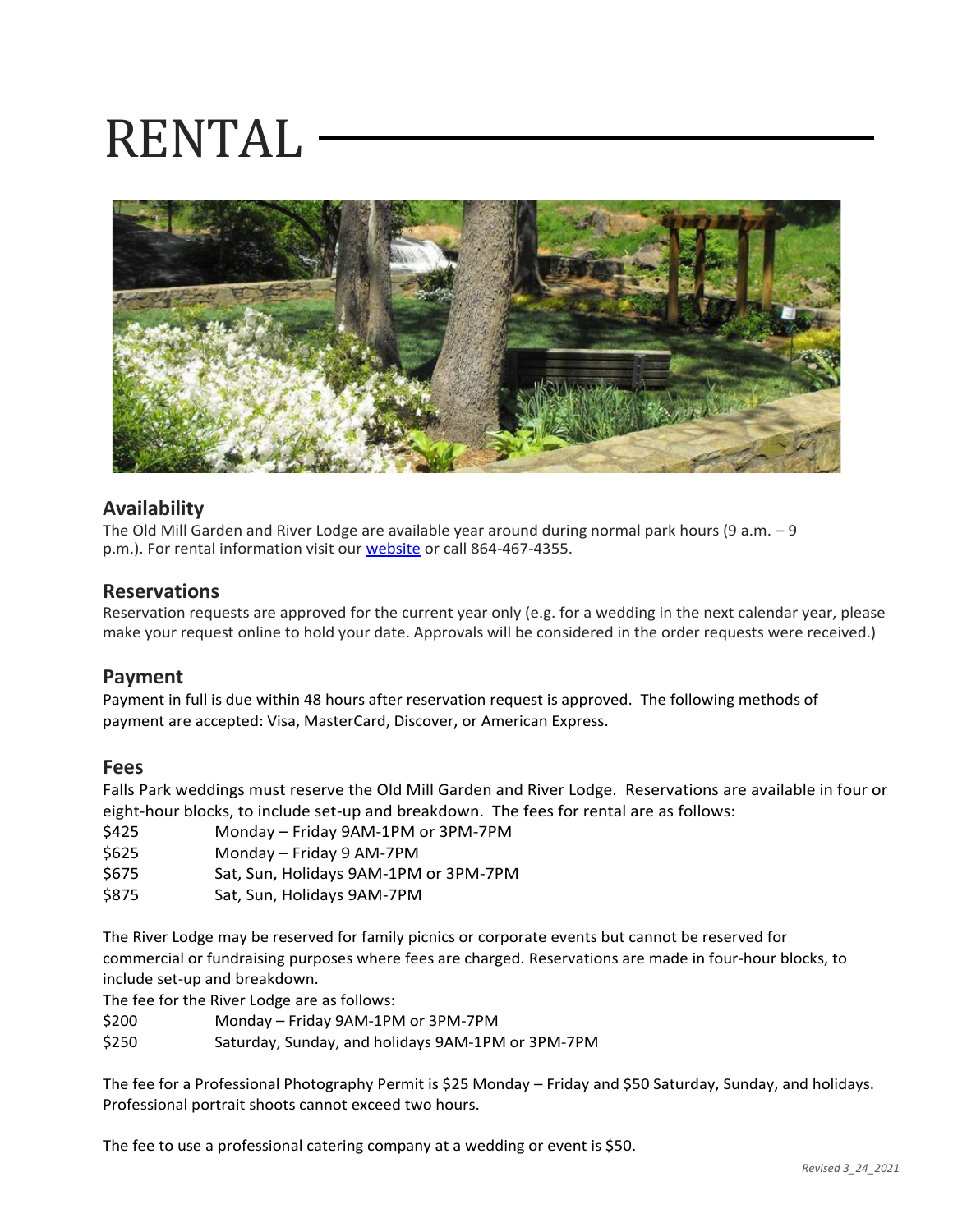# RENTAL

## Availability

The Old Mill Garden and River Lodge are available year around during normal park hours (9 a.m. – 9 p.m.). For rental information visit our [website]() or call 864-467-4355.

## Reservations

Reservation requests are approved for the current year only (e.g. for a wedding in the next calendar year, please make your request online to hold your date. Approvals will be considered in the order requests were received.)

## Payment

Payment in full is due within 48 hours after reservation request is approved. The following methods of payment are accepted: Visa, MasterCard, Discover, or American Express.

## Fees

Falls Park weddings must reserve the Old Mill Garden and River Lodge. Reservations are available in four or eight-hour blocks, to include set-up and breakdown. The fees for rental are as follows:

| | |
|---|---|
| $425 | Monday – Friday 9AM-1PM or 3PM-7PM |
| $625 | Monday – Friday 9 AM-7PM |
| $675 | Sat, Sun, Holidays 9AM-1PM or 3PM-7PM |
| $875 | Sat, Sun, Holidays 9AM-7PM |

The River Lodge may be reserved for family picnics or corporate events but cannot be reserved for commercial or fundraising purposes where fees are charged. Reservations are made in four-hour blocks, to include set-up and breakdown.

The fee for the River Lodge are as follows:

| | |
|---|---|
| $200 | Monday – Friday 9AM-1PM or 3PM-7PM |
| $250 | Saturday, Sunday, and holidays 9AM-1PM or 3PM-7PM |

The fee for a Professional Photography Permit is $25 Monday – Friday and $50 Saturday, Sunday, and holidays. Professional portrait shoots cannot exceed two hours.

The fee to use a professional catering company at a wedding or event is $50.

*Revised 3_24_2021*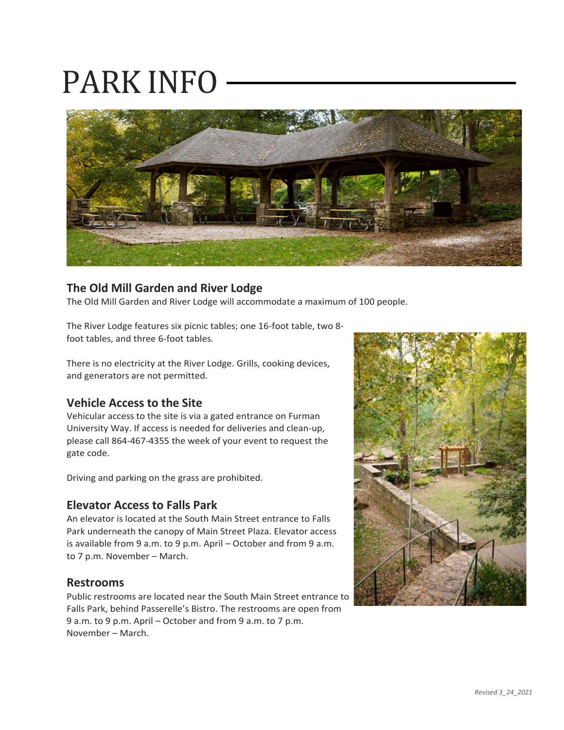# PARK INFO

## The Old Mill Garden and River Lodge

The Old Mill Garden and River Lodge will accommodate a maximum of 100 people.

The River Lodge features six picnic tables; one 16-foot table, two 8-foot tables, and three 6-foot tables.

There is no electricity at the River Lodge. Grills, cooking devices, and generators are not permitted.

## Vehicle Access to the Site

Vehicular access to the site is via a gated entrance on Furman University Way. If access is needed for deliveries and clean-up, please call 864-467-4355 the week of your event to request the gate code.

Driving and parking on the grass are prohibited.

## Elevator Access to Falls Park

An elevator is located at the South Main Street entrance to Falls Park underneath the canopy of Main Street Plaza. Elevator access is available from 9 a.m. to 9 p.m. April – October and from 9 a.m. to 7 p.m. November – March.

## Restrooms

Public restrooms are located near the South Main Street entrance to Falls Park, behind Passerelle's Bistro. The restrooms are open from 9 a.m. to 9 p.m. April – October and from 9 a.m. to 7 p.m. November – March.

*Revised 3_24_2021*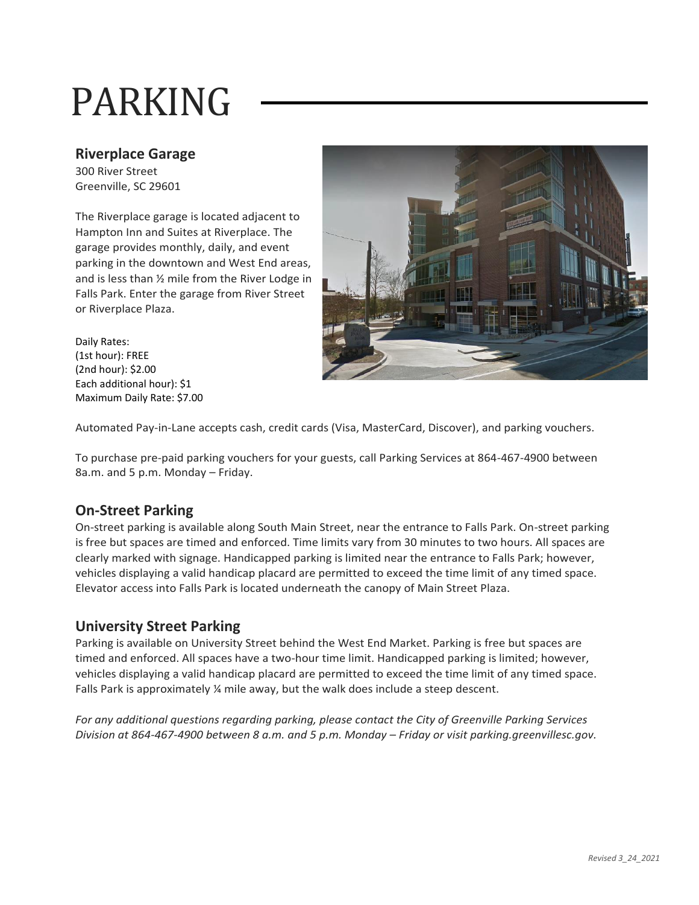# PARKING

## Riverplace Garage

300 River Street
Greenville, SC 29601

The Riverplace garage is located adjacent to Hampton Inn and Suites at Riverplace. The garage provides monthly, daily, and event parking in the downtown and West End areas, and is less than ½ mile from the River Lodge in Falls Park. Enter the garage from River Street or Riverplace Plaza.

Daily Rates:
(1st hour): FREE
(2nd hour): $2.00
Each additional hour): $1
Maximum Daily Rate: $7.00

Automated Pay-in-Lane accepts cash, credit cards (Visa, MasterCard, Discover), and parking vouchers.

To purchase pre-paid parking vouchers for your guests, call Parking Services at 864-467-4900 between 8a.m. and 5 p.m. Monday – Friday.

## On-Street Parking

On-street parking is available along South Main Street, near the entrance to Falls Park. On-street parking is free but spaces are timed and enforced. Time limits vary from 30 minutes to two hours. All spaces are clearly marked with signage. Handicapped parking is limited near the entrance to Falls Park; however, vehicles displaying a valid handicap placard are permitted to exceed the time limit of any timed space. Elevator access into Falls Park is located underneath the canopy of Main Street Plaza.

## University Street Parking

Parking is available on University Street behind the West End Market. Parking is free but spaces are timed and enforced. All spaces have a two-hour time limit. Handicapped parking is limited; however, vehicles displaying a valid handicap placard are permitted to exceed the time limit of any timed space. Falls Park is approximately ¼ mile away, but the walk does include a steep descent.

*For any additional questions regarding parking, please contact the City of Greenville Parking Services Division at 864-467-4900 between 8 a.m. and 5 p.m. Monday – Friday or visit parking.greenvillesc.gov.*

*Revised 3_24_2021*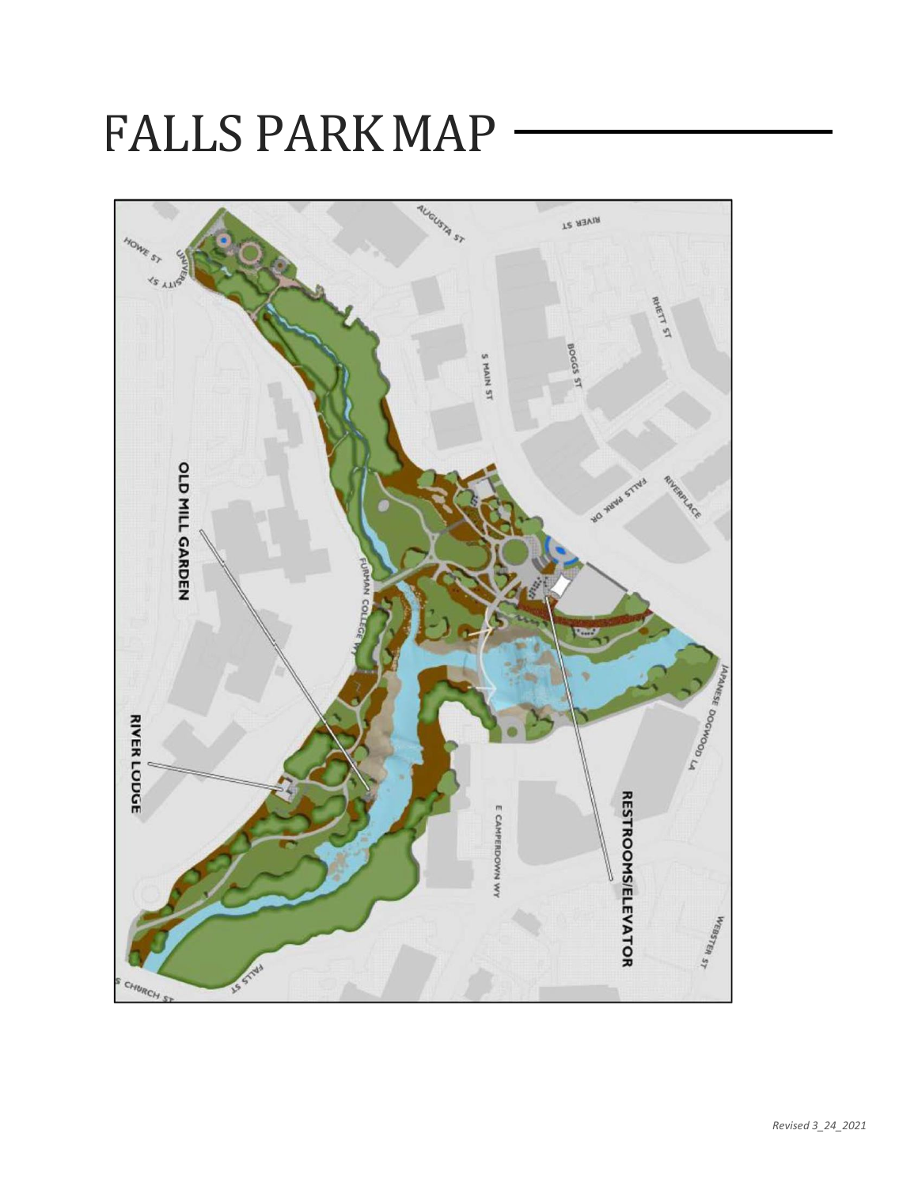# FALLS PARK MAP

HOWE ST
UNIVERSITY ST
AUGUSTA ST
RIVER ST
RHETT ST
S MAIN ST
BOGGS ST
FALLS PARK DR
RIVERPLACE
FURMAN COLLEGE WY
JAPANESE DOGWOOD LA
E CAMPERDOWN WY
WEBSTER ST
FALLS ST
S CHURCH ST

OLD MILL GARDEN

RIVER LODGE

RESTROOMS/ELEVATOR

*Revised 3_24_2021*